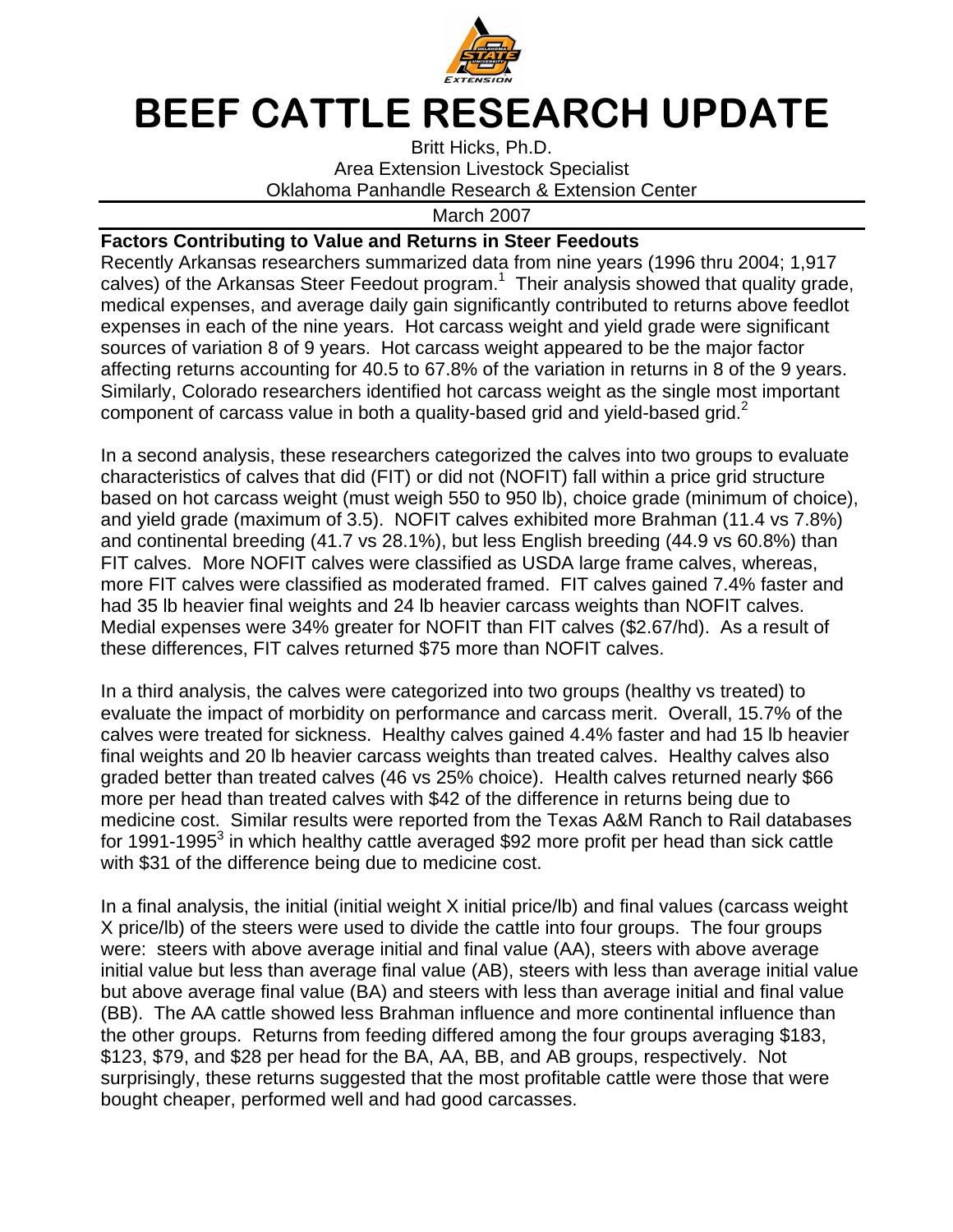# BEEF CATTLE RESEARCH UPDATE

Britt Hicks, Ph.D.
Area Extension Livestock Specialist
Oklahoma Panhandle Research & Extension Center

March 2007

**Factors Contributing to Value and Returns in Steer Feedouts**

Recently Arkansas researchers summarized data from nine years (1996 thru 2004; 1,917 calves) of the Arkansas Steer Feedout program.[1] Their analysis showed that quality grade, medical expenses, and average daily gain significantly contributed to returns above feedlot expenses in each of the nine years. Hot carcass weight and yield grade were significant sources of variation 8 of 9 years. Hot carcass weight appeared to be the major factor affecting returns accounting for 40.5 to 67.8% of the variation in returns in 8 of the 9 years. Similarly, Colorado researchers identified hot carcass weight as the single most important component of carcass value in both a quality-based grid and yield-based grid.[2]

In a second analysis, these researchers categorized the calves into two groups to evaluate characteristics of calves that did (FIT) or did not (NOFIT) fall within a price grid structure based on hot carcass weight (must weigh 550 to 950 lb), choice grade (minimum of choice), and yield grade (maximum of 3.5). NOFIT calves exhibited more Brahman (11.4 vs 7.8%) and continental breeding (41.7 vs 28.1%), but less English breeding (44.9 vs 60.8%) than FIT calves. More NOFIT calves were classified as USDA large frame calves, whereas, more FIT calves were classified as moderated framed. FIT calves gained 7.4% faster and had 35 lb heavier final weights and 24 lb heavier carcass weights than NOFIT calves. Medial expenses were 34% greater for NOFIT than FIT calves ($2.67/hd). As a result of these differences, FIT calves returned $75 more than NOFIT calves.

In a third analysis, the calves were categorized into two groups (healthy vs treated) to evaluate the impact of morbidity on performance and carcass merit. Overall, 15.7% of the calves were treated for sickness. Healthy calves gained 4.4% faster and had 15 lb heavier final weights and 20 lb heavier carcass weights than treated calves. Healthy calves also graded better than treated calves (46 vs 25% choice). Health calves returned nearly $66 more per head than treated calves with $42 of the difference in returns being due to medicine cost. Similar results were reported from the Texas A&M Ranch to Rail databases for 1991-1995[3] in which healthy cattle averaged $92 more profit per head than sick cattle with $31 of the difference being due to medicine cost.

In a final analysis, the initial (initial weight X initial price/lb) and final values (carcass weight X price/lb) of the steers were used to divide the cattle into four groups. The four groups were: steers with above average initial and final value (AA), steers with above average initial value but less than average final value (AB), steers with less than average initial value but above average final value (BA) and steers with less than average initial and final value (BB). The AA cattle showed less Brahman influence and more continental influence than the other groups. Returns from feeding differed among the four groups averaging $183, $123, $79, and $28 per head for the BA, AA, BB, and AB groups, respectively. Not surprisingly, these returns suggested that the most profitable cattle were those that were bought cheaper, performed well and had good carcasses.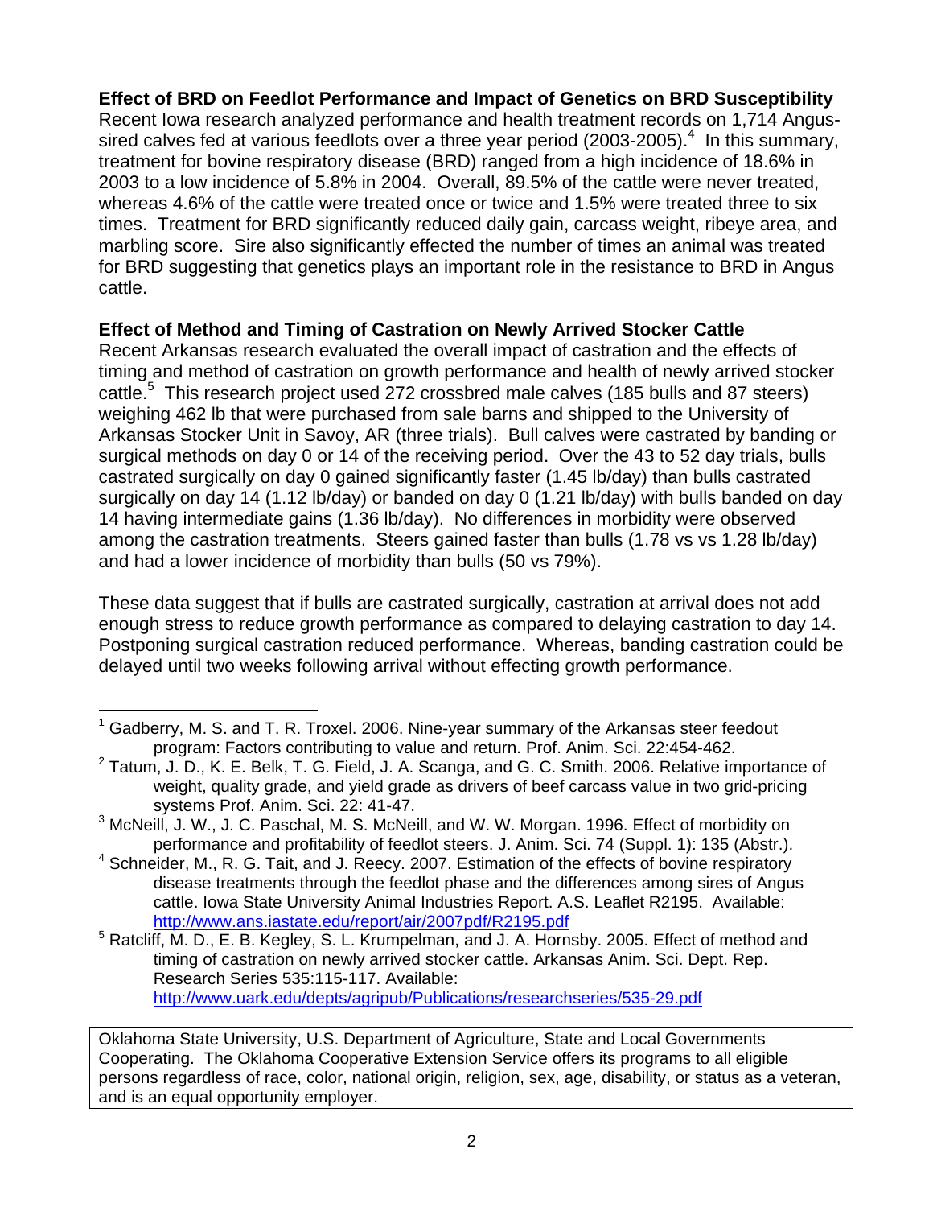**Effect of BRD on Feedlot Performance and Impact of Genetics on BRD Susceptibility**

Recent Iowa research analyzed performance and health treatment records on 1,714 Angus-sired calves fed at various feedlots over a three year period (2003-2005).[4] In this summary, treatment for bovine respiratory disease (BRD) ranged from a high incidence of 18.6% in 2003 to a low incidence of 5.8% in 2004. Overall, 89.5% of the cattle were never treated, whereas 4.6% of the cattle were treated once or twice and 1.5% were treated three to six times. Treatment for BRD significantly reduced daily gain, carcass weight, ribeye area, and marbling score. Sire also significantly effected the number of times an animal was treated for BRD suggesting that genetics plays an important role in the resistance to BRD in Angus cattle.

**Effect of Method and Timing of Castration on Newly Arrived Stocker Cattle**

Recent Arkansas research evaluated the overall impact of castration and the effects of timing and method of castration on growth performance and health of newly arrived stocker cattle.[5] This research project used 272 crossbred male calves (185 bulls and 87 steers) weighing 462 lb that were purchased from sale barns and shipped to the University of Arkansas Stocker Unit in Savoy, AR (three trials). Bull calves were castrated by banding or surgical methods on day 0 or 14 of the receiving period. Over the 43 to 52 day trials, bulls castrated surgically on day 0 gained significantly faster (1.45 lb/day) than bulls castrated surgically on day 14 (1.12 lb/day) or banded on day 0 (1.21 lb/day) with bulls banded on day 14 having intermediate gains (1.36 lb/day). No differences in morbidity were observed among the castration treatments. Steers gained faster than bulls (1.78 vs vs 1.28 lb/day) and had a lower incidence of morbidity than bulls (50 vs 79%).

These data suggest that if bulls are castrated surgically, castration at arrival does not add enough stress to reduce growth performance as compared to delaying castration to day 14. Postponing surgical castration reduced performance. Whereas, banding castration could be delayed until two weeks following arrival without effecting growth performance.

---

[1] Gadberry, M. S. and T. R. Troxel. 2006. Nine-year summary of the Arkansas steer feedout program: Factors contributing to value and return. Prof. Anim. Sci. 22:454-462.

[2] Tatum, J. D., K. E. Belk, T. G. Field, J. A. Scanga, and G. C. Smith. 2006. Relative importance of weight, quality grade, and yield grade as drivers of beef carcass value in two grid-pricing systems Prof. Anim. Sci. 22: 41-47.

[3] McNeill, J. W., J. C. Paschal, M. S. McNeill, and W. W. Morgan. 1996. Effect of morbidity on performance and profitability of feedlot steers. J. Anim. Sci. 74 (Suppl. 1): 135 (Abstr.).

[4] Schneider, M., R. G. Tait, and J. Reecy. 2007. Estimation of the effects of bovine respiratory disease treatments through the feedlot phase and the differences among sires of Angus cattle. Iowa State University Animal Industries Report. A.S. Leaflet R2195. Available: http://www.ans.iastate.edu/report/air/2007pdf/R2195.pdf

[5] Ratcliff, M. D., E. B. Kegley, S. L. Krumpelman, and J. A. Hornsby. 2005. Effect of method and timing of castration on newly arrived stocker cattle. Arkansas Anim. Sci. Dept. Rep. Research Series 535:115-117. Available: http://www.uark.edu/depts/agripub/Publications/researchseries/535-29.pdf

Oklahoma State University, U.S. Department of Agriculture, State and Local Governments Cooperating. The Oklahoma Cooperative Extension Service offers its programs to all eligible persons regardless of race, color, national origin, religion, sex, age, disability, or status as a veteran, and is an equal opportunity employer.